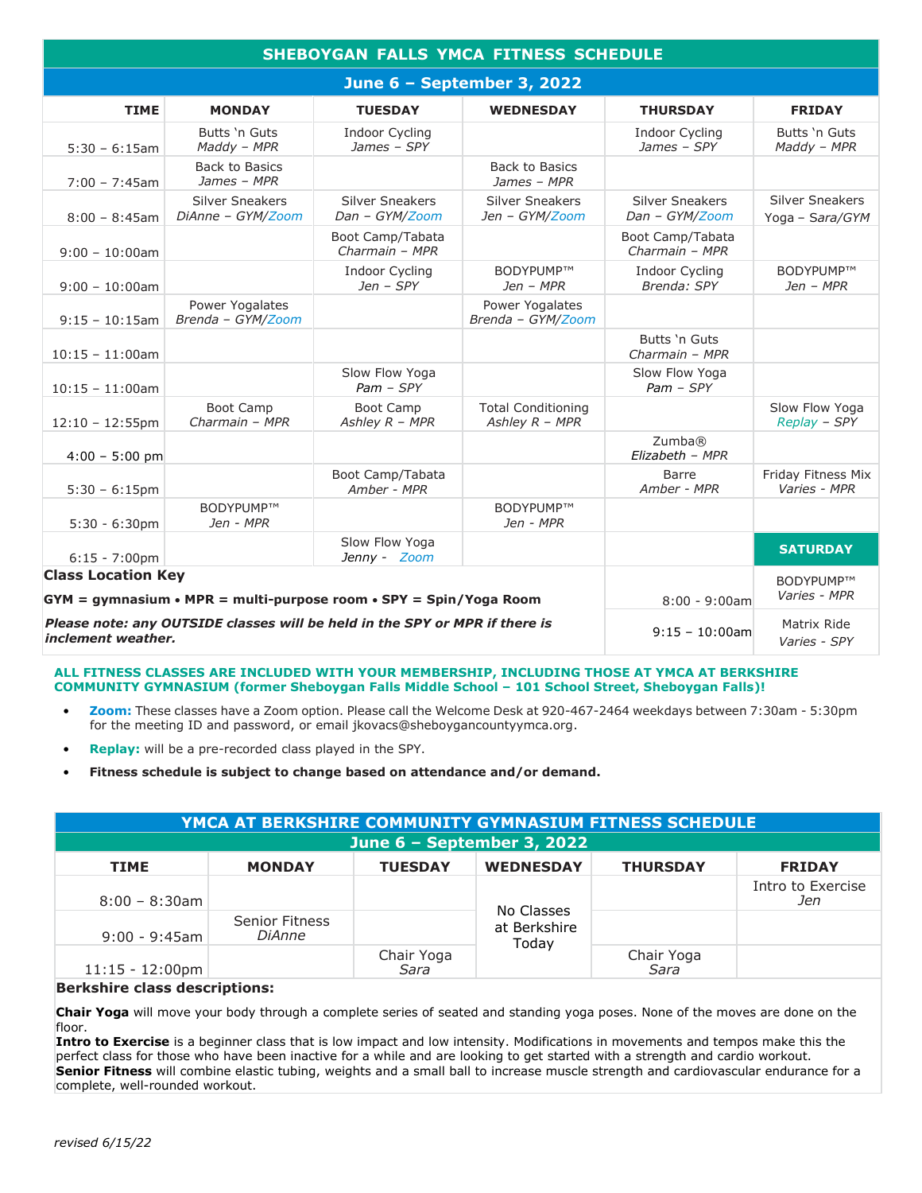# SHEBOYGAN FALLS YMCA FITNESS SCHEDULE

## June 6 – September 3, 2022

| TIME | MONDAY | TUESDAY | WEDNESDAY | THURSDAY | FRIDAY |
|---|---|---|---|---|---|
| 5:30 – 6:15am | Butts 'n Guts *Maddy – MPR* | Indoor Cycling *James – SPY* | | Indoor Cycling *James – SPY* | Butts 'n Guts *Maddy – MPR* |
| 7:00 – 7:45am | Back to Basics *James – MPR* | | Back to Basics *James – MPR* | | |
| 8:00 – 8:45am | Silver Sneakers *DiAnne – GYM/Zoom* | Silver Sneakers *Dan – GYM/Zoom* | Silver Sneakers *Jen – GYM/Zoom* | Silver Sneakers *Dan – GYM/Zoom* | Silver Sneakers *Yoga – Sara/GYM* |
| 9:00 – 10:00am | | Boot Camp/Tabata *Charmain – MPR* | | Boot Camp/Tabata *Charmain – MPR* | |
| 9:00 – 10:00am | | Indoor Cycling *Jen – SPY* | BODYPUMP™ *Jen – MPR* | Indoor Cycling *Brenda: SPY* | BODYPUMP™ *Jen – MPR* |
| 9:15 – 10:15am | Power Yogalates *Brenda – GYM/Zoom* | | Power Yogalates *Brenda – GYM/Zoom* | | |
| 10:15 – 11:00am | | | | Butts 'n Guts *Charmain – MPR* | |
| 10:15 – 11:00am | | Slow Flow Yoga *Pam – SPY* | | Slow Flow Yoga *Pam – SPY* | |
| 12:10 – 12:55pm | Boot Camp *Charmain – MPR* | Boot Camp *Ashley R – MPR* | Total Conditioning *Ashley R – MPR* | | Slow Flow Yoga *Replay – SPY* |
| 4:00 – 5:00 pm | | | | Zumba® *Elizabeth – MPR* | |
| 5:30 – 6:15pm | | Boot Camp/Tabata *Amber - MPR* | | Barre *Amber - MPR* | Friday Fitness Mix *Varies - MPR* |
| 5:30 – 6:30pm | BODYPUMP™ *Jen - MPR* | | BODYPUMP™ *Jen - MPR* | | |
| 6:15 - 7:00pm | | Slow Flow Yoga *Jenny - Zoom* | | | **SATURDAY** |
| | | | | 8:00 - 9:00am | BODYPUMP™ *Varies - MPR* |
| | | | | 9:15 – 10:00am | Matrix Ride *Varies - SPY* |

**Class Location Key**

**GYM = gymnasium • MPR = multi-purpose room • SPY = Spin/Yoga Room**

***Please note: any OUTSIDE classes will be held in the SPY or MPR if there is inclement weather.***

**ALL FITNESS CLASSES ARE INCLUDED WITH YOUR MEMBERSHIP, INCLUDING THOSE AT YMCA AT BERKSHIRE COMMUNITY GYMNASIUM (former Sheboygan Falls Middle School – 101 School Street, Sheboygan Falls)!**

- **Zoom:** These classes have a Zoom option. Please call the Welcome Desk at 920-467-2464 weekdays between 7:30am - 5:30pm for the meeting ID and password, or email jkovacs@sheboygancountyymca.org.
- **Replay:** will be a pre-recorded class played in the SPY.
- **Fitness schedule is subject to change based on attendance and/or demand.**

# YMCA AT BERKSHIRE COMMUNITY GYMNASIUM FITNESS SCHEDULE

## June 6 – September 3, 2022

| TIME | MONDAY | TUESDAY | WEDNESDAY | THURSDAY | FRIDAY |
|---|---|---|---|---|---|
| 8:00 – 8:30am | | | No Classes at Berkshire Today | | Intro to Exercise *Jen* |
| 9:00 - 9:45am | Senior Fitness *DiAnne* | | | | |
| 11:15 - 12:00pm | | Chair Yoga *Sara* | | Chair Yoga *Sara* | |

**Berkshire class descriptions:**

**Chair Yoga** will move your body through a complete series of seated and standing yoga poses. None of the moves are done on the floor.
**Intro to Exercise** is a beginner class that is low impact and low intensity. Modifications in movements and tempos make this the perfect class for those who have been inactive for a while and are looking to get started with a strength and cardio workout.
**Senior Fitness** will combine elastic tubing, weights and a small ball to increase muscle strength and cardiovascular endurance for a complete, well-rounded workout.

*revised 6/15/22*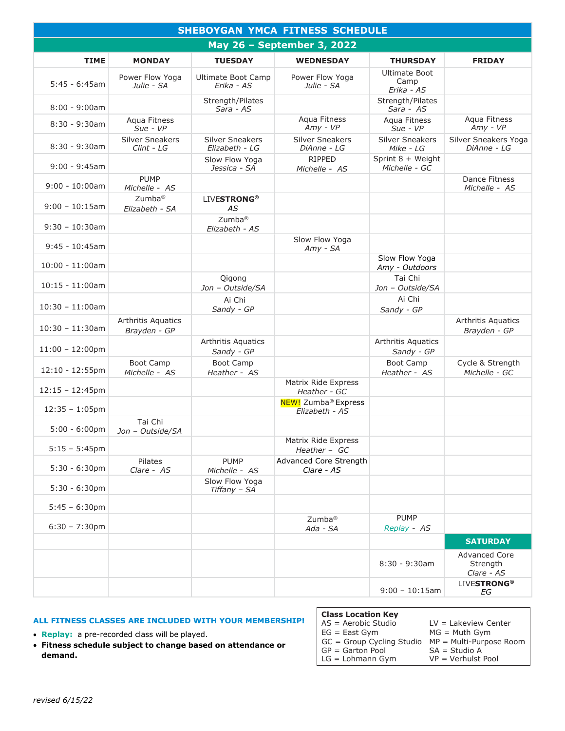| SHEBOYGAN YMCA FITNESS SCHEDULE | | | | | |
|---|---|---|---|---|---|
| May 26 – September 3, 2022 | | | | | |
| **TIME** | **MONDAY** | **TUESDAY** | **WEDNESDAY** | **THURSDAY** | **FRIDAY** |
| 5:45 - 6:45am | Power Flow Yoga *Julie - SA* | Ultimate Boot Camp *Erika - AS* | Power Flow Yoga *Julie - SA* | Ultimate Boot Camp *Erika - AS* | |
| 8:00 - 9:00am | | Strength/Pilates *Sara - AS* | | Strength/Pilates *Sara - AS* | |
| 8:30 - 9:30am | Aqua Fitness *Sue - VP* | | Aqua Fitness *Amy - VP* | Aqua Fitness *Sue - VP* | Aqua Fitness *Amy - VP* |
| 8:30 - 9:30am | Silver Sneakers *Clint - LG* | Silver Sneakers *Elizabeth - LG* | Silver Sneakers *DiAnne - LG* | Silver Sneakers *Mike - LG* | Silver Sneakers Yoga *DiAnne - LG* |
| 9:00 - 9:45am | | Slow Flow Yoga *Jessica - SA* | RIPPED *Michelle - AS* | Sprint 8 + Weight *Michelle - GC* | |
| 9:00 - 10:00am | PUMP *Michelle - AS* | | | | Dance Fitness *Michelle - AS* |
| 9:00 – 10:15am | Zumba® *Elizabeth - SA* | LIVE**STRONG®** *AS* | | | |
| 9:30 – 10:30am | | Zumba® *Elizabeth - AS* | | | |
| 9:45 - 10:45am | | | Slow Flow Yoga *Amy - SA* | | |
| 10:00 - 11:00am | | | | Slow Flow Yoga *Amy - Outdoors* | |
| 10:15 - 11:00am | | Qigong *Jon – Outside/SA* | | Tai Chi *Jon – Outside/SA* | |
| 10:30 – 11:00am | | Ai Chi *Sandy - GP* | | Ai Chi *Sandy - GP* | |
| 10:30 – 11:30am | Arthritis Aquatics *Brayden - GP* | | | | Arthritis Aquatics *Brayden - GP* |
| 11:00 - 12:00pm | | Arthritis Aquatics *Sandy - GP* | | Arthritis Aquatics *Sandy - GP* | |
| 12:10 - 12:55pm | Boot Camp *Michelle - AS* | Boot Camp *Heather - AS* | | Boot Camp *Heather - AS* | Cycle & Strength *Michelle - GC* |
| 12:15 – 12:45pm | | | Matrix Ride Express *Heather - GC* | | |
| 12:35 – 1:05pm | | | NEW! Zumba® Express *Elizabeth - AS* | | |
| 5:00 - 6:00pm | Tai Chi *Jon – Outside/SA* | | | | |
| 5:15 – 5:45pm | | | Matrix Ride Express *Heather – GC* | | |
| 5:30 - 6:30pm | Pilates *Clare - AS* | PUMP *Michelle - AS* | Advanced Core Strength *Clare - AS* | | |
| 5:30 - 6:30pm | | Slow Flow Yoga *Tiffany – SA* | | | |
| 5:45 – 6:30pm | | | | | |
| 6:30 – 7:30pm | | | Zumba® *Ada - SA* | PUMP *Replay - AS* | |
| | | | | | **SATURDAY** |
| | | | | 8:30 - 9:30am | Advanced Core Strength *Clare - AS* |
| | | | | 9:00 – 10:15am | LIVE**STRONG®** *EG* |

**ALL FITNESS CLASSES ARE INCLUDED WITH YOUR MEMBERSHIP!**

- **Replay:** a pre-recorded class will be played.
- **Fitness schedule subject to change based on attendance or demand.**

**Class Location Key**

| | |
|---|---|
| AS = Aerobic Studio | LV = Lakeview Center |
| EG = East Gym | MG = Muth Gym |
| GC = Group Cycling Studio | MP = Multi-Purpose Room |
| GP = Garton Pool | SA = Studio A |
| LG = Lohmann Gym | VP = Verhulst Pool |

*revised 6/15/22*